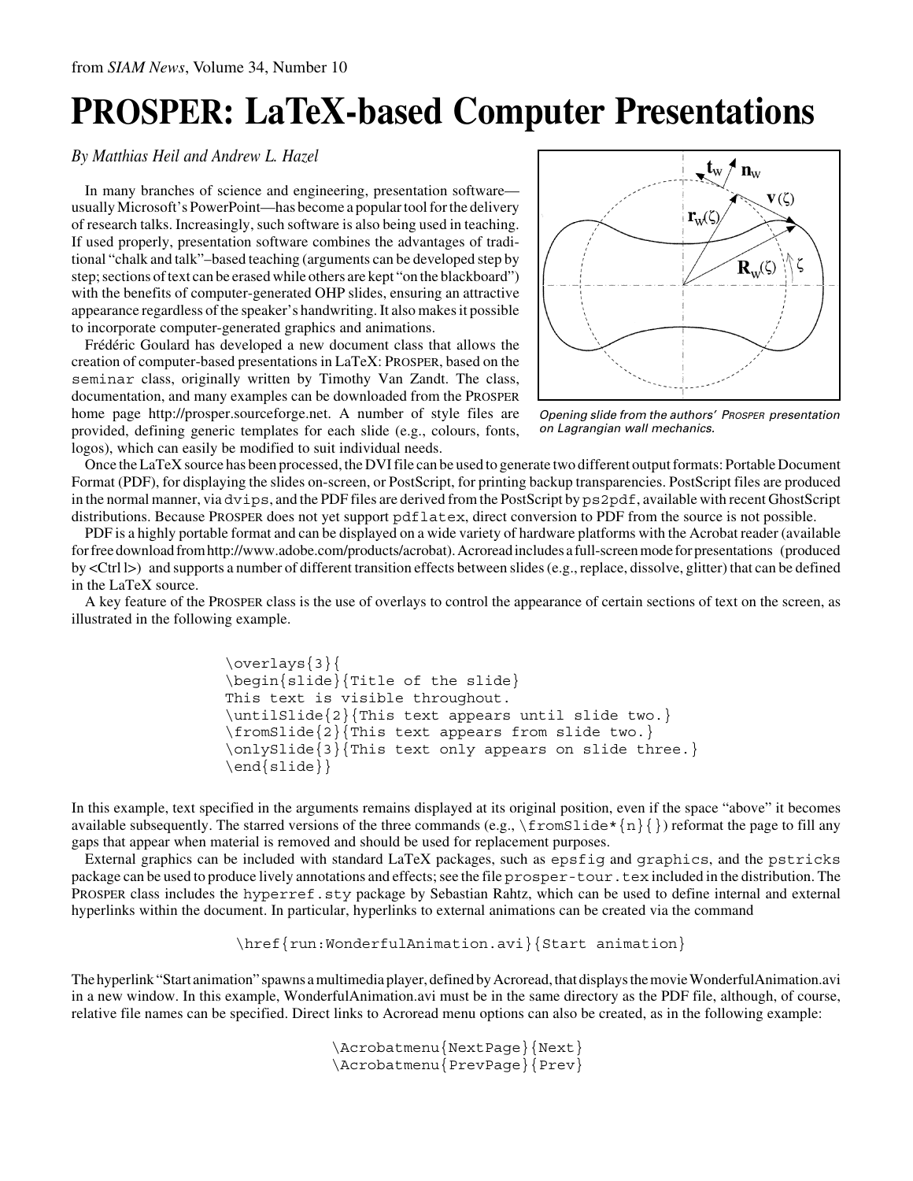from *SIAM News*, Volume 34, Number 10

# PROSPER: LaTeX-based Computer Presentations

*By Matthias Heil and Andrew L. Hazel*

In many branches of science and engineering, presentation software—usually Microsoft's PowerPoint—has become a popular tool for the delivery of research talks. Increasingly, such software is also being used in teaching. If used properly, presentation software combines the advantages of traditional "chalk and talk"–based teaching (arguments can be developed step by step; sections of text can be erased while others are kept "on the blackboard") with the benefits of computer-generated OHP slides, ensuring an attractive appearance regardless of the speaker's handwriting. It also makes it possible to incorporate computer-generated graphics and animations.

Frédéric Goulard has developed a new document class that allows the creation of computer-based presentations in LaTeX: PROSPER, based on the `seminar` class, originally written by Timothy Van Zandt. The class, documentation, and many examples can be downloaded from the PROSPER home page http://prosper.sourceforge.net. A number of style files are provided, defining generic templates for each slide (e.g., colours, fonts, logos), which can easily be modified to suit individual needs.

*Opening slide from the authors' PROSPER presentation on Lagrangian wall mechanics.*

Once the LaTeX source has been processed, the DVI file can be used to generate two different output formats: Portable Document Format (PDF), for displaying the slides on-screen, or PostScript, for printing backup transparencies. PostScript files are produced in the normal manner, via `dvips`, and the PDF files are derived from the PostScript by `ps2pdf`, available with recent GhostScript distributions. Because PROSPER does not yet support `pdflatex`, direct conversion to PDF from the source is not possible.

PDF is a highly portable format and can be displayed on a wide variety of hardware platforms with the Acrobat reader (available for free download from http://www.adobe.com/products/acrobat). Acroread includes a full-screen mode for presentations (produced by <Ctrl l>) and supports a number of different transition effects between slides (e.g., replace, dissolve, glitter) that can be defined in the LaTeX source.

A key feature of the PROSPER class is the use of overlays to control the appearance of certain sections of text on the screen, as illustrated in the following example.

```
\overlays{3}{
\begin{slide}{Title of the slide}
This text is visible throughout.
\untilSlide{2}{This text appears until slide two.}
\fromSlide{2}{This text appears from slide two.}
\onlySlide{3}{This text only appears on slide three.}
\end{slide}}
```

In this example, text specified in the arguments remains displayed at its original position, even if the space "above" it becomes available subsequently. The starred versions of the three commands (e.g., `\fromSlide*{n}{}`) reformat the page to fill any gaps that appear when material is removed and should be used for replacement purposes.

External graphics can be included with standard LaTeX packages, such as `epsfig` and `graphics`, and the `pstricks` package can be used to produce lively annotations and effects; see the file `prosper-tour.tex` included in the distribution. The PROSPER class includes the `hyperref.sty` package by Sebastian Rahtz, which can be used to define internal and external hyperlinks within the document. In particular, hyperlinks to external animations can be created via the command

```
\href{run:WonderfulAnimation.avi}{Start animation}
```

The hyperlink "Start animation" spawns a multimedia player, defined by Acroread, that displays the movie WonderfulAnimation.avi in a new window. In this example, WonderfulAnimation.avi must be in the same directory as the PDF file, although, of course, relative file names can be specified. Direct links to Acroread menu options can also be created, as in the following example:

```
\Acrobatmenu{NextPage}{Next}
\Acrobatmenu{PrevPage}{Prev}
```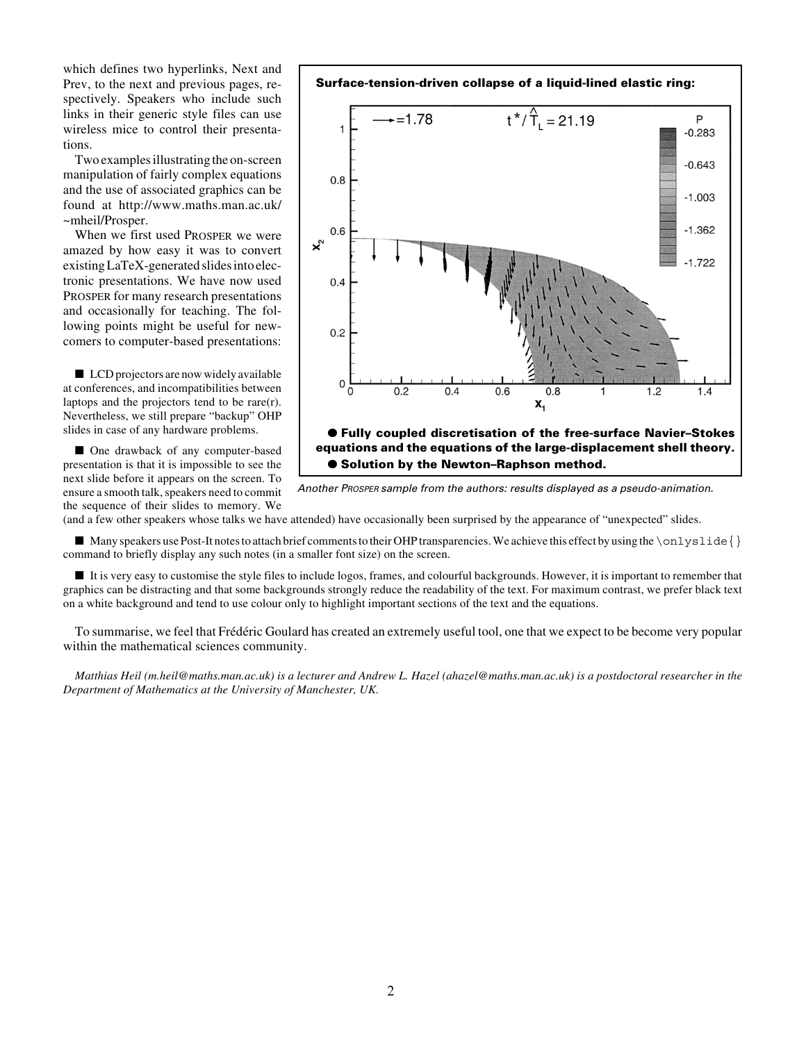which defines two hyperlinks, Next and Prev, to the next and previous pages, respectively. Speakers who include such links in their generic style files can use wireless mice to control their presentations.

Two examples illustrating the on-screen manipulation of fairly complex equations and the use of associated graphics can be found at http://www.maths.man.ac.uk/~mheil/Prosper.

When we first used PROSPER we were amazed by how easy it was to convert existing LaTeX-generated slides into electronic presentations. We have now used PROSPER for many research presentations and occasionally for teaching. The following points might be useful for newcomers to computer-based presentations:

**Surface-tension-driven collapse of a liquid-lined elastic ring:**

→=1.78

$t^* / \hat{T}_L = 21.19$

P
-0.283
-0.643
-1.003
-1.362
-1.722

$x_2$
1
0.8
0.6
0.4
0.2
0

$x_1$
0 0.2 0.4 0.6 0.8 1 1.2 1.4

● **Fully coupled discretisation of the free-surface Navier–Stokes equations and the equations of the large-displacement shell theory.**

● **Solution by the Newton–Raphson method.**

*Another PROSPER sample from the authors: results displayed as a pseudo-animation.*

- LCD projectors are now widely available at conferences, and incompatibilities between laptops and the projectors tend to be rare(r). Nevertheless, we still prepare "backup" OHP slides in case of any hardware problems.

- One drawback of any computer-based presentation is that it is impossible to see the next slide before it appears on the screen. To ensure a smooth talk, speakers need to commit the sequence of their slides to memory. We (and a few other speakers whose talks we have attended) have occasionally been surprised by the appearance of "unexpected" slides.

- Many speakers use Post-It notes to attach brief comments to their OHP transparencies. We achieve this effect by using the `\onlyslide{}` command to briefly display any such notes (in a smaller font size) on the screen.

- It is very easy to customise the style files to include logos, frames, and colourful backgrounds. However, it is important to remember that graphics can be distracting and that some backgrounds strongly reduce the readability of the text. For maximum contrast, we prefer black text on a white background and tend to use colour only to highlight important sections of the text and the equations.

To summarise, we feel that Frédéric Goulard has created an extremely useful tool, one that we expect to be become very popular within the mathematical sciences community.

*Matthias Heil (m.heil@maths.man.ac.uk) is a lecturer and Andrew L. Hazel (ahazel@maths.man.ac.uk) is a postdoctoral researcher in the Department of Mathematics at the University of Manchester, UK.*